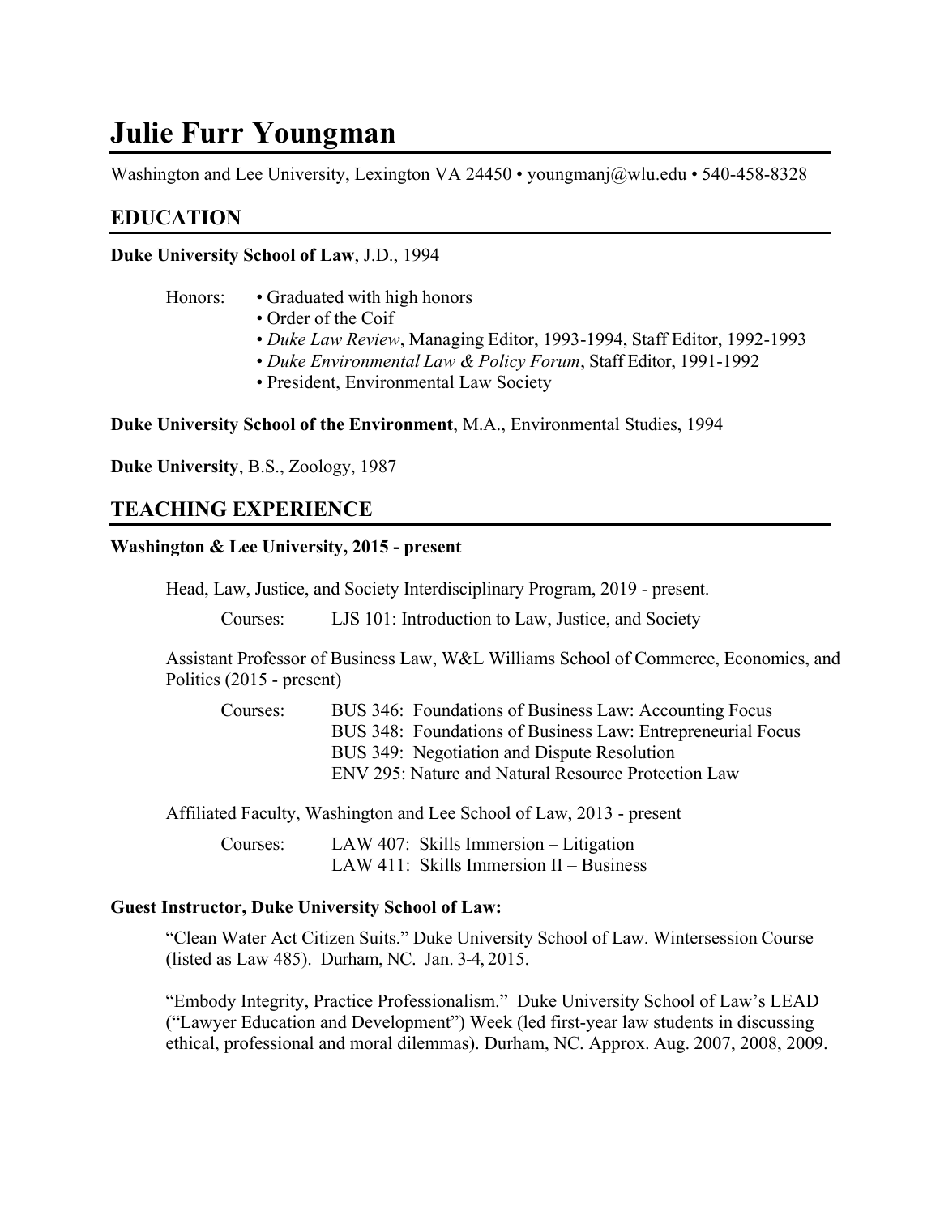# Julie Furr Youngman

Washington and Lee University, Lexington VA 24450 • youngmanj@wlu.edu • 540-458-8328

## EDUCATION

**Duke University School of Law**, J.D., 1994

Honors:
- Graduated with high honors
- Order of the Coif
- *Duke Law Review*, Managing Editor, 1993-1994, Staff Editor, 1992-1993
- *Duke Environmental Law & Policy Forum*, Staff Editor, 1991-1992
- President, Environmental Law Society

**Duke University School of the Environment**, M.A., Environmental Studies, 1994

**Duke University**, B.S., Zoology, 1987

## TEACHING EXPERIENCE

**Washington & Lee University, 2015 - present**

Head, Law, Justice, and Society Interdisciplinary Program, 2019 - present.

Courses: LJS 101: Introduction to Law, Justice, and Society

Assistant Professor of Business Law, W&L Williams School of Commerce, Economics, and Politics (2015 - present)

Courses:
- BUS 346: Foundations of Business Law: Accounting Focus
- BUS 348: Foundations of Business Law: Entrepreneurial Focus
- BUS 349: Negotiation and Dispute Resolution
- ENV 295: Nature and Natural Resource Protection Law

Affiliated Faculty, Washington and Lee School of Law, 2013 - present

Courses:
- LAW 407: Skills Immersion – Litigation
- LAW 411: Skills Immersion II – Business

**Guest Instructor, Duke University School of Law:**

"Clean Water Act Citizen Suits." Duke University School of Law. Wintersession Course (listed as Law 485). Durham, NC. Jan. 3-4, 2015.

"Embody Integrity, Practice Professionalism." Duke University School of Law's LEAD ("Lawyer Education and Development") Week (led first-year law students in discussing ethical, professional and moral dilemmas). Durham, NC. Approx. Aug. 2007, 2008, 2009.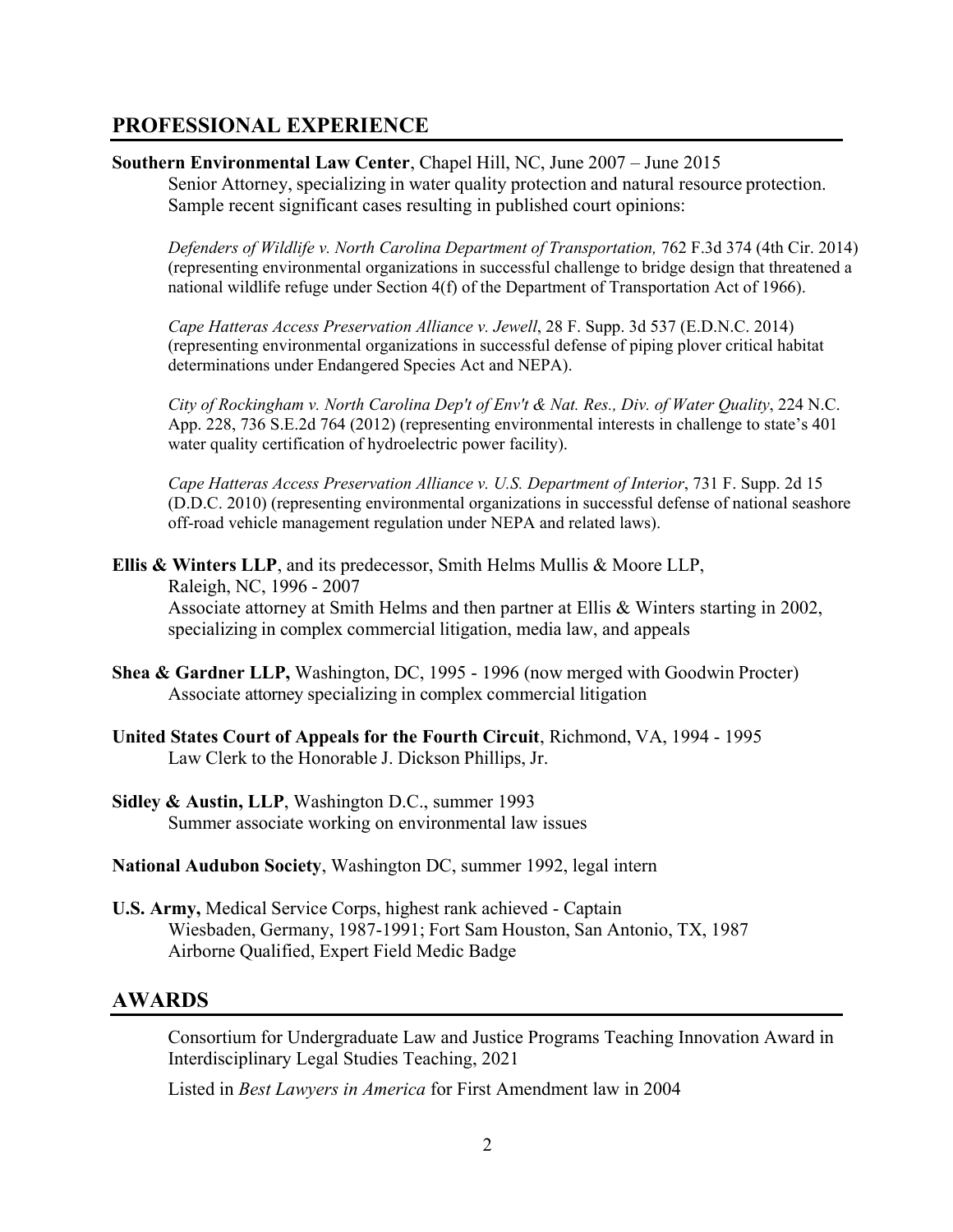## PROFESSIONAL EXPERIENCE

**Southern Environmental Law Center**, Chapel Hill, NC, June 2007 – June 2015
Senior Attorney, specializing in water quality protection and natural resource protection. Sample recent significant cases resulting in published court opinions:

*Defenders of Wildlife v. North Carolina Department of Transportation,* 762 F.3d 374 (4th Cir. 2014) (representing environmental organizations in successful challenge to bridge design that threatened a national wildlife refuge under Section 4(f) of the Department of Transportation Act of 1966).

*Cape Hatteras Access Preservation Alliance v. Jewell*, 28 F. Supp. 3d 537 (E.D.N.C. 2014) (representing environmental organizations in successful defense of piping plover critical habitat determinations under Endangered Species Act and NEPA).

*City of Rockingham v. North Carolina Dep't of Env't & Nat. Res., Div. of Water Quality*, 224 N.C. App. 228, 736 S.E.2d 764 (2012) (representing environmental interests in challenge to state's 401 water quality certification of hydroelectric power facility).

*Cape Hatteras Access Preservation Alliance v. U.S. Department of Interior*, 731 F. Supp. 2d 15 (D.D.C. 2010) (representing environmental organizations in successful defense of national seashore off-road vehicle management regulation under NEPA and related laws).

**Ellis & Winters LLP**, and its predecessor, Smith Helms Mullis & Moore LLP, Raleigh, NC, 1996 - 2007
Associate attorney at Smith Helms and then partner at Ellis & Winters starting in 2002, specializing in complex commercial litigation, media law, and appeals

**Shea & Gardner LLP,** Washington, DC, 1995 - 1996 (now merged with Goodwin Procter)
Associate attorney specializing in complex commercial litigation

**United States Court of Appeals for the Fourth Circuit**, Richmond, VA, 1994 - 1995
Law Clerk to the Honorable J. Dickson Phillips, Jr.

**Sidley & Austin, LLP**, Washington D.C., summer 1993
Summer associate working on environmental law issues

**National Audubon Society**, Washington DC, summer 1992, legal intern

**U.S. Army,** Medical Service Corps, highest rank achieved - Captain
Wiesbaden, Germany, 1987-1991; Fort Sam Houston, San Antonio, TX, 1987
Airborne Qualified, Expert Field Medic Badge

## AWARDS

Consortium for Undergraduate Law and Justice Programs Teaching Innovation Award in Interdisciplinary Legal Studies Teaching, 2021

Listed in *Best Lawyers in America* for First Amendment law in 2004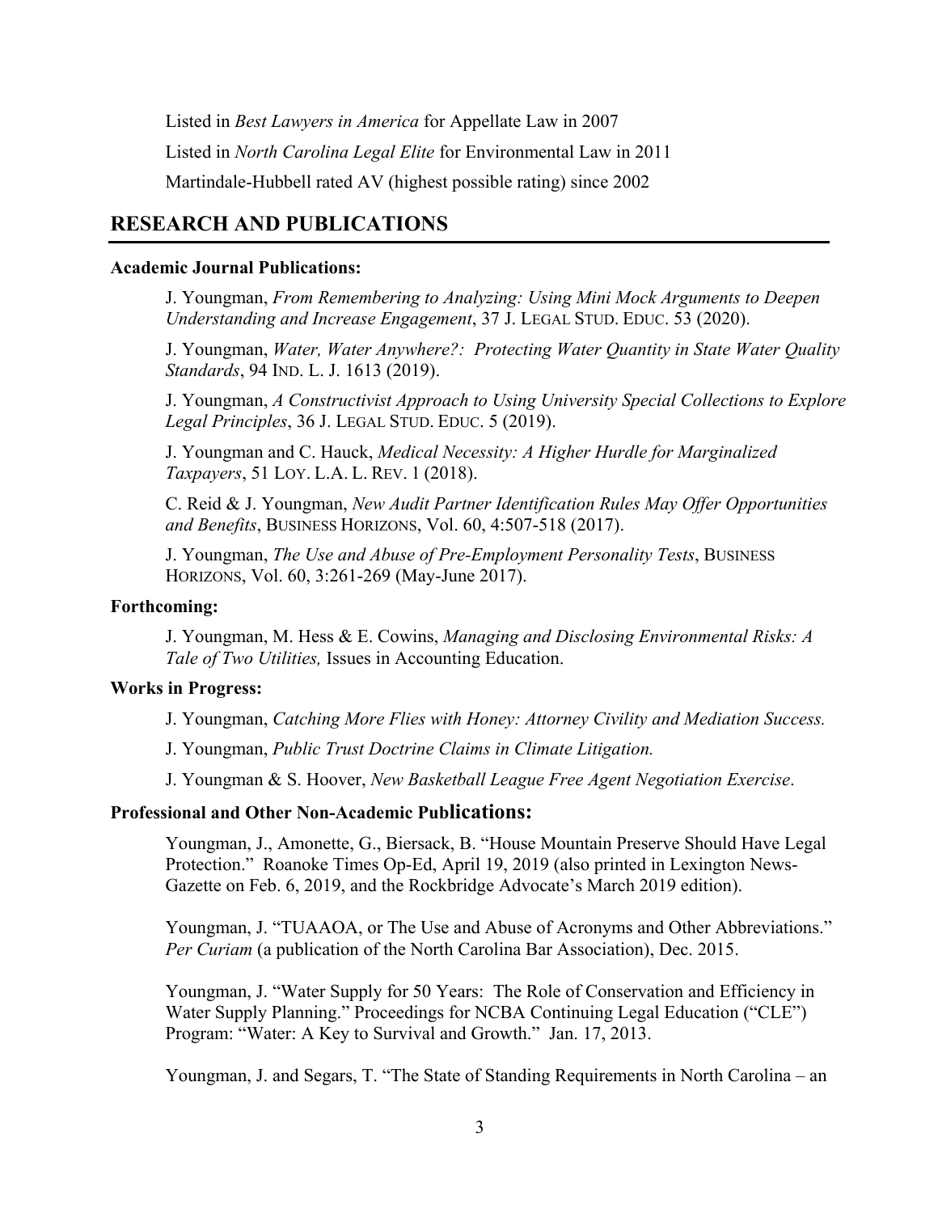Listed in *Best Lawyers in America* for Appellate Law in 2007

Listed in *North Carolina Legal Elite* for Environmental Law in 2011

Martindale-Hubbell rated AV (highest possible rating) since 2002

## RESEARCH AND PUBLICATIONS

**Academic Journal Publications:**

J. Youngman, *From Remembering to Analyzing: Using Mini Mock Arguments to Deepen Understanding and Increase Engagement*, 37 J. LEGAL STUD. EDUC. 53 (2020).

J. Youngman, *Water, Water Anywhere?: Protecting Water Quantity in State Water Quality Standards*, 94 IND. L. J. 1613 (2019).

J. Youngman, *A Constructivist Approach to Using University Special Collections to Explore Legal Principles*, 36 J. LEGAL STUD. EDUC. 5 (2019).

J. Youngman and C. Hauck, *Medical Necessity: A Higher Hurdle for Marginalized Taxpayers*, 51 LOY. L.A. L. REV. 1 (2018).

C. Reid & J. Youngman, *New Audit Partner Identification Rules May Offer Opportunities and Benefits*, BUSINESS HORIZONS, Vol. 60, 4:507-518 (2017).

J. Youngman, *The Use and Abuse of Pre-Employment Personality Tests*, BUSINESS HORIZONS, Vol. 60, 3:261-269 (May-June 2017).

**Forthcoming:**

J. Youngman, M. Hess & E. Cowins, *Managing and Disclosing Environmental Risks: A Tale of Two Utilities,* Issues in Accounting Education.

**Works in Progress:**

J. Youngman, *Catching More Flies with Honey: Attorney Civility and Mediation Success.*

J. Youngman, *Public Trust Doctrine Claims in Climate Litigation.*

J. Youngman & S. Hoover, *New Basketball League Free Agent Negotiation Exercise*.

**Professional and Other Non-Academic Publications:**

Youngman, J., Amonette, G., Biersack, B. "House Mountain Preserve Should Have Legal Protection." Roanoke Times Op-Ed, April 19, 2019 (also printed in Lexington News-Gazette on Feb. 6, 2019, and the Rockbridge Advocate's March 2019 edition).

Youngman, J. "TUAAOA, or The Use and Abuse of Acronyms and Other Abbreviations." *Per Curiam* (a publication of the North Carolina Bar Association), Dec. 2015.

Youngman, J. "Water Supply for 50 Years: The Role of Conservation and Efficiency in Water Supply Planning." Proceedings for NCBA Continuing Legal Education ("CLE") Program: "Water: A Key to Survival and Growth." Jan. 17, 2013.

Youngman, J. and Segars, T. "The State of Standing Requirements in North Carolina – an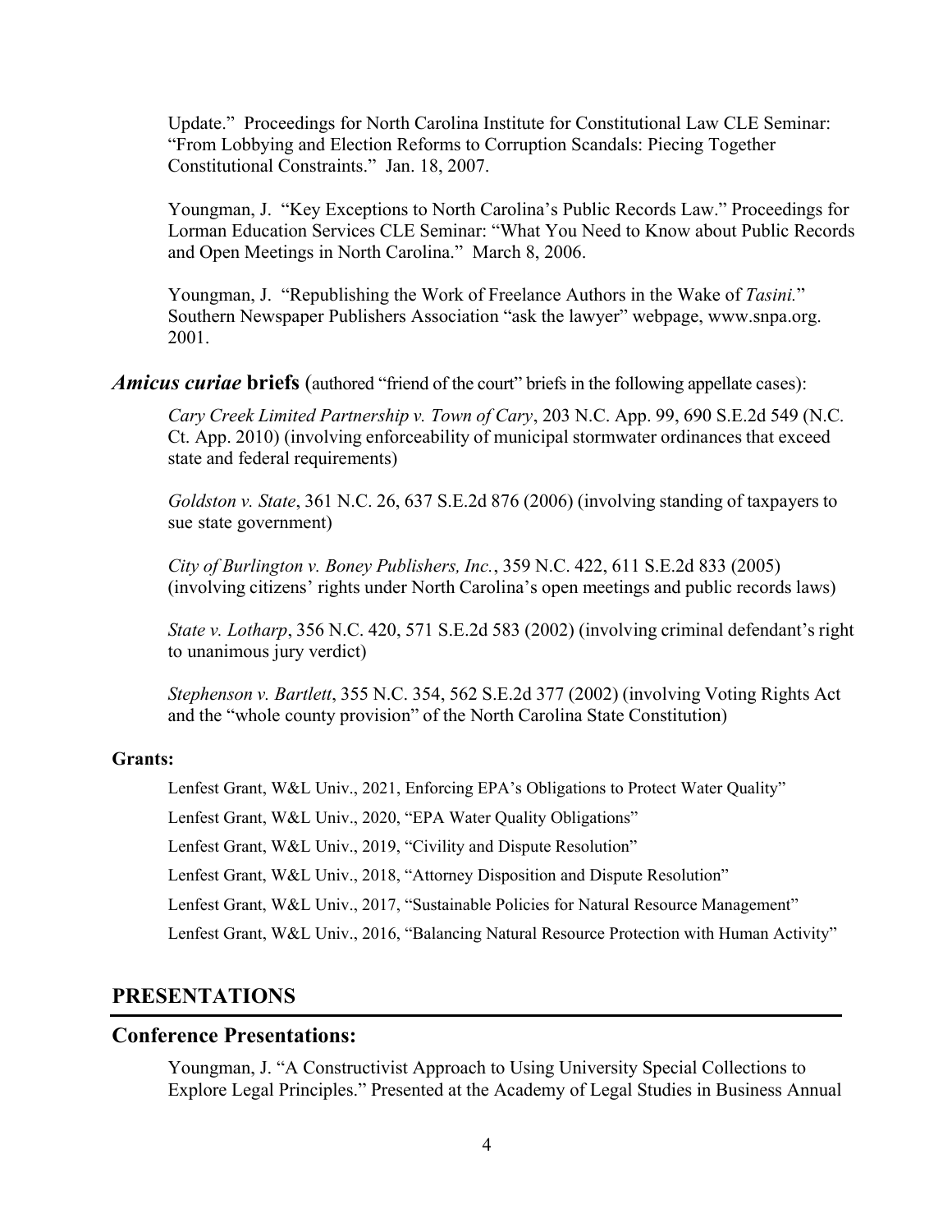Update." Proceedings for North Carolina Institute for Constitutional Law CLE Seminar: "From Lobbying and Election Reforms to Corruption Scandals: Piecing Together Constitutional Constraints." Jan. 18, 2007.

Youngman, J. "Key Exceptions to North Carolina's Public Records Law." Proceedings for Lorman Education Services CLE Seminar: "What You Need to Know about Public Records and Open Meetings in North Carolina." March 8, 2006.

Youngman, J. "Republishing the Work of Freelance Authors in the Wake of *Tasini.*" Southern Newspaper Publishers Association "ask the lawyer" webpage, www.snpa.org. 2001.

***Amicus curiae* briefs** (authored "friend of the court" briefs in the following appellate cases):

*Cary Creek Limited Partnership v. Town of Cary*, 203 N.C. App. 99, 690 S.E.2d 549 (N.C. Ct. App. 2010) (involving enforceability of municipal stormwater ordinances that exceed state and federal requirements)

*Goldston v. State*, 361 N.C. 26, 637 S.E.2d 876 (2006) (involving standing of taxpayers to sue state government)

*City of Burlington v. Boney Publishers, Inc.*, 359 N.C. 422, 611 S.E.2d 833 (2005) (involving citizens' rights under North Carolina's open meetings and public records laws)

*State v. Lotharp*, 356 N.C. 420, 571 S.E.2d 583 (2002) (involving criminal defendant's right to unanimous jury verdict)

*Stephenson v. Bartlett*, 355 N.C. 354, 562 S.E.2d 377 (2002) (involving Voting Rights Act and the "whole county provision" of the North Carolina State Constitution)

**Grants:**

Lenfest Grant, W&L Univ., 2021, Enforcing EPA's Obligations to Protect Water Quality"

Lenfest Grant, W&L Univ., 2020, "EPA Water Quality Obligations"

Lenfest Grant, W&L Univ., 2019, "Civility and Dispute Resolution"

Lenfest Grant, W&L Univ., 2018, "Attorney Disposition and Dispute Resolution"

Lenfest Grant, W&L Univ., 2017, "Sustainable Policies for Natural Resource Management"

Lenfest Grant, W&L Univ., 2016, "Balancing Natural Resource Protection with Human Activity"

## PRESENTATIONS

### Conference Presentations:

Youngman, J. "A Constructivist Approach to Using University Special Collections to Explore Legal Principles." Presented at the Academy of Legal Studies in Business Annual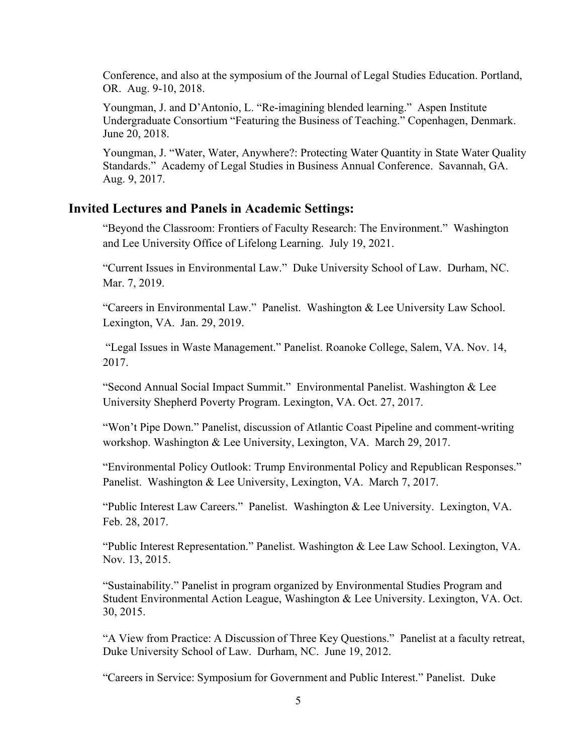Conference, and also at the symposium of the Journal of Legal Studies Education. Portland, OR. Aug. 9-10, 2018.

Youngman, J. and D'Antonio, L. "Re-imagining blended learning." Aspen Institute Undergraduate Consortium "Featuring the Business of Teaching." Copenhagen, Denmark. June 20, 2018.

Youngman, J. "Water, Water, Anywhere?: Protecting Water Quantity in State Water Quality Standards." Academy of Legal Studies in Business Annual Conference. Savannah, GA. Aug. 9, 2017.

## Invited Lectures and Panels in Academic Settings:

"Beyond the Classroom: Frontiers of Faculty Research: The Environment." Washington and Lee University Office of Lifelong Learning. July 19, 2021.

"Current Issues in Environmental Law." Duke University School of Law. Durham, NC. Mar. 7, 2019.

"Careers in Environmental Law." Panelist. Washington & Lee University Law School. Lexington, VA. Jan. 29, 2019.

"Legal Issues in Waste Management." Panelist. Roanoke College, Salem, VA. Nov. 14, 2017.

"Second Annual Social Impact Summit." Environmental Panelist. Washington & Lee University Shepherd Poverty Program. Lexington, VA. Oct. 27, 2017.

"Won't Pipe Down." Panelist, discussion of Atlantic Coast Pipeline and comment-writing workshop. Washington & Lee University, Lexington, VA. March 29, 2017.

"Environmental Policy Outlook: Trump Environmental Policy and Republican Responses." Panelist. Washington & Lee University, Lexington, VA. March 7, 2017.

"Public Interest Law Careers." Panelist. Washington & Lee University. Lexington, VA. Feb. 28, 2017.

"Public Interest Representation." Panelist. Washington & Lee Law School. Lexington, VA. Nov. 13, 2015.

"Sustainability." Panelist in program organized by Environmental Studies Program and Student Environmental Action League, Washington & Lee University. Lexington, VA. Oct. 30, 2015.

"A View from Practice: A Discussion of Three Key Questions." Panelist at a faculty retreat, Duke University School of Law. Durham, NC. June 19, 2012.

"Careers in Service: Symposium for Government and Public Interest." Panelist. Duke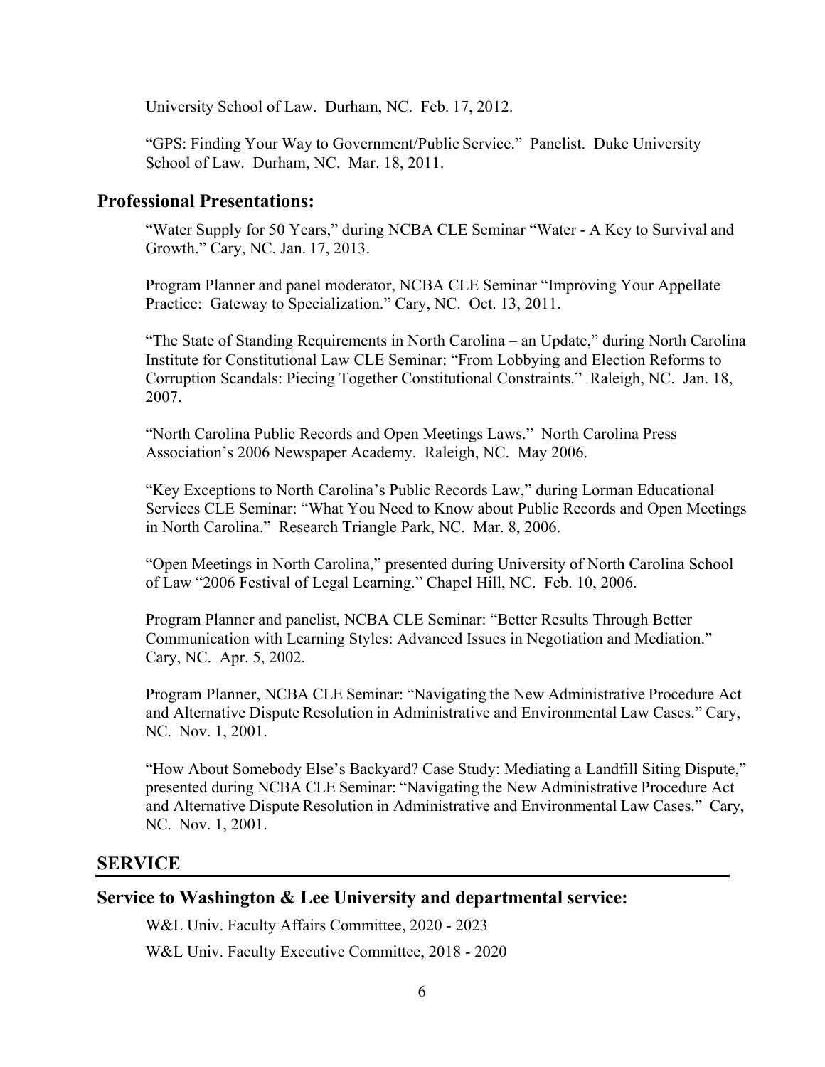University School of Law. Durham, NC. Feb. 17, 2012.

"GPS: Finding Your Way to Government/Public Service." Panelist. Duke University School of Law. Durham, NC. Mar. 18, 2011.

### Professional Presentations:

"Water Supply for 50 Years," during NCBA CLE Seminar "Water - A Key to Survival and Growth." Cary, NC. Jan. 17, 2013.

Program Planner and panel moderator, NCBA CLE Seminar "Improving Your Appellate Practice: Gateway to Specialization." Cary, NC. Oct. 13, 2011.

"The State of Standing Requirements in North Carolina – an Update," during North Carolina Institute for Constitutional Law CLE Seminar: "From Lobbying and Election Reforms to Corruption Scandals: Piecing Together Constitutional Constraints." Raleigh, NC. Jan. 18, 2007.

"North Carolina Public Records and Open Meetings Laws." North Carolina Press Association's 2006 Newspaper Academy. Raleigh, NC. May 2006.

"Key Exceptions to North Carolina's Public Records Law," during Lorman Educational Services CLE Seminar: "What You Need to Know about Public Records and Open Meetings in North Carolina." Research Triangle Park, NC. Mar. 8, 2006.

"Open Meetings in North Carolina," presented during University of North Carolina School of Law "2006 Festival of Legal Learning." Chapel Hill, NC. Feb. 10, 2006.

Program Planner and panelist, NCBA CLE Seminar: "Better Results Through Better Communication with Learning Styles: Advanced Issues in Negotiation and Mediation." Cary, NC. Apr. 5, 2002.

Program Planner, NCBA CLE Seminar: "Navigating the New Administrative Procedure Act and Alternative Dispute Resolution in Administrative and Environmental Law Cases." Cary, NC. Nov. 1, 2001.

"How About Somebody Else's Backyard? Case Study: Mediating a Landfill Siting Dispute," presented during NCBA CLE Seminar: "Navigating the New Administrative Procedure Act and Alternative Dispute Resolution in Administrative and Environmental Law Cases." Cary, NC. Nov. 1, 2001.

## SERVICE

### Service to Washington & Lee University and departmental service:

W&L Univ. Faculty Affairs Committee, 2020 - 2023

W&L Univ. Faculty Executive Committee, 2018 - 2020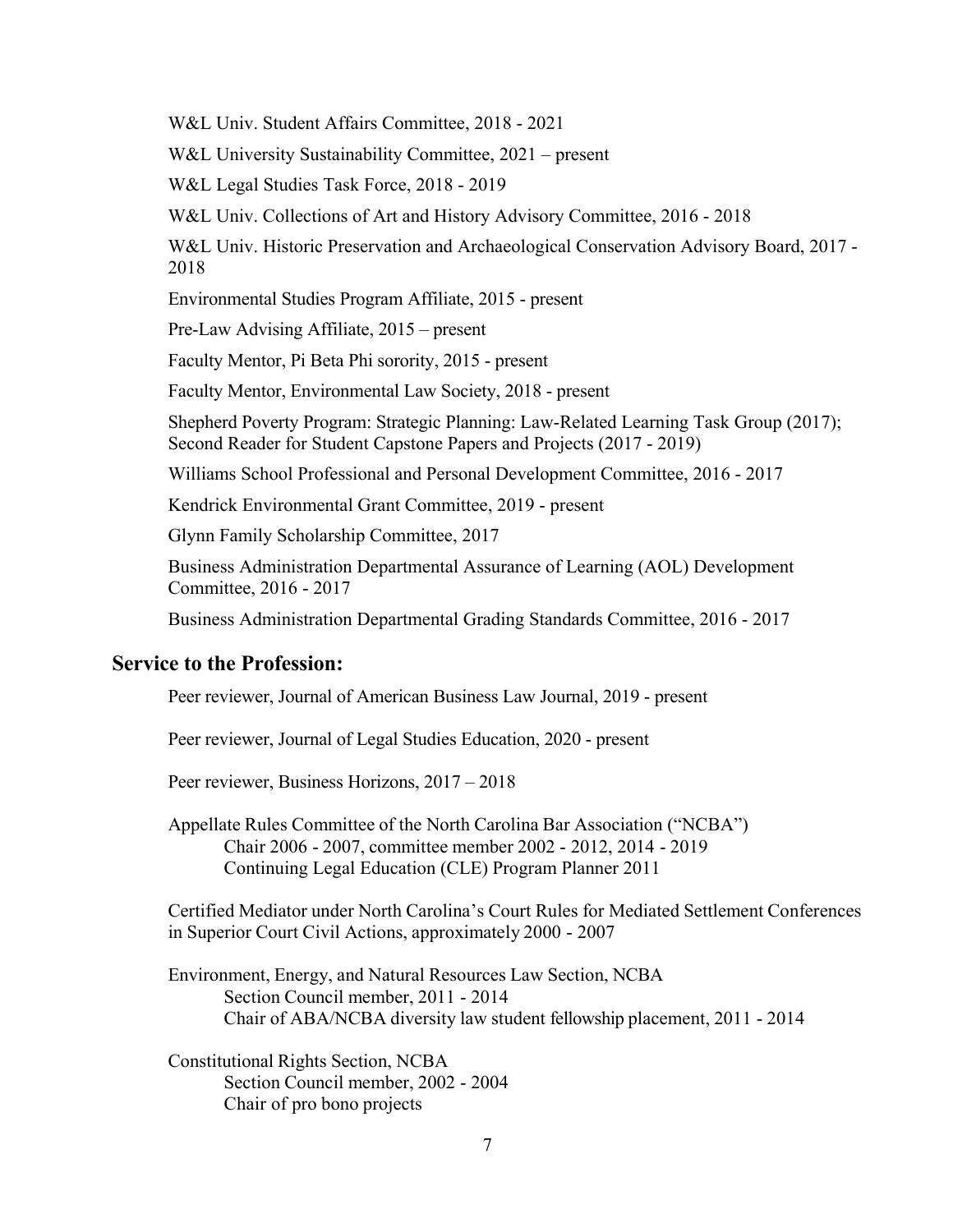W&L Univ. Student Affairs Committee, 2018 - 2021

W&L University Sustainability Committee, 2021 – present

W&L Legal Studies Task Force, 2018 - 2019

W&L Univ. Collections of Art and History Advisory Committee, 2016 - 2018

W&L Univ. Historic Preservation and Archaeological Conservation Advisory Board, 2017 - 2018

Environmental Studies Program Affiliate, 2015 - present

Pre-Law Advising Affiliate, 2015 – present

Faculty Mentor, Pi Beta Phi sorority, 2015 - present

Faculty Mentor, Environmental Law Society, 2018 - present

Shepherd Poverty Program: Strategic Planning: Law-Related Learning Task Group (2017); Second Reader for Student Capstone Papers and Projects (2017 - 2019)

Williams School Professional and Personal Development Committee, 2016 - 2017

Kendrick Environmental Grant Committee, 2019 - present

Glynn Family Scholarship Committee, 2017

Business Administration Departmental Assurance of Learning (AOL) Development Committee, 2016 - 2017

Business Administration Departmental Grading Standards Committee, 2016 - 2017

## Service to the Profession:

Peer reviewer, Journal of American Business Law Journal, 2019 - present

Peer reviewer, Journal of Legal Studies Education, 2020 - present

Peer reviewer, Business Horizons, 2017 – 2018

Appellate Rules Committee of the North Carolina Bar Association ("NCBA")
- Chair 2006 - 2007, committee member 2002 - 2012, 2014 - 2019
- Continuing Legal Education (CLE) Program Planner 2011

Certified Mediator under North Carolina's Court Rules for Mediated Settlement Conferences in Superior Court Civil Actions, approximately 2000 - 2007

Environment, Energy, and Natural Resources Law Section, NCBA
- Section Council member, 2011 - 2014
- Chair of ABA/NCBA diversity law student fellowship placement, 2011 - 2014

Constitutional Rights Section, NCBA
- Section Council member, 2002 - 2004
- Chair of pro bono projects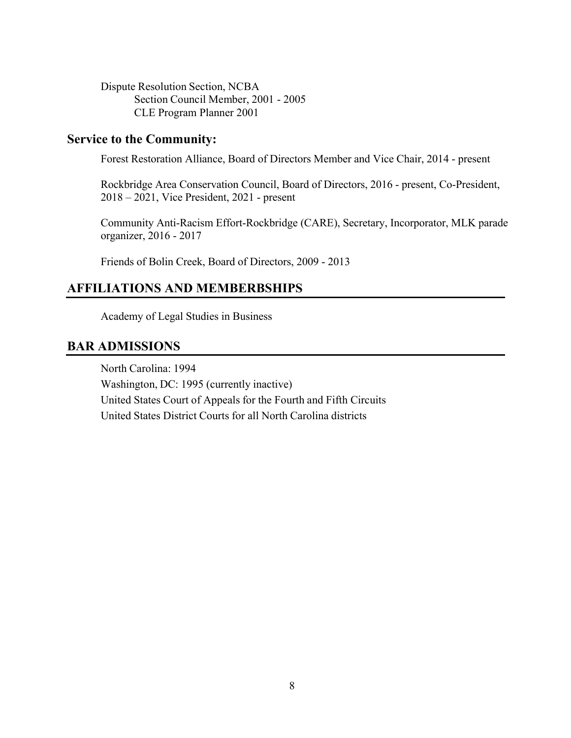Dispute Resolution Section, NCBA

  Section Council Member, 2001 - 2005

  CLE Program Planner 2001

### Service to the Community:

Forest Restoration Alliance, Board of Directors Member and Vice Chair, 2014 - present

Rockbridge Area Conservation Council, Board of Directors, 2016 - present, Co-President, 2018 – 2021, Vice President, 2021 - present

Community Anti-Racism Effort-Rockbridge (CARE), Secretary, Incorporator, MLK parade organizer, 2016 - 2017

Friends of Bolin Creek, Board of Directors, 2009 - 2013

## AFFILIATIONS AND MEMBERBSHIPS

Academy of Legal Studies in Business

## BAR ADMISSIONS

North Carolina: 1994

Washington, DC: 1995 (currently inactive)

United States Court of Appeals for the Fourth and Fifth Circuits

United States District Courts for all North Carolina districts